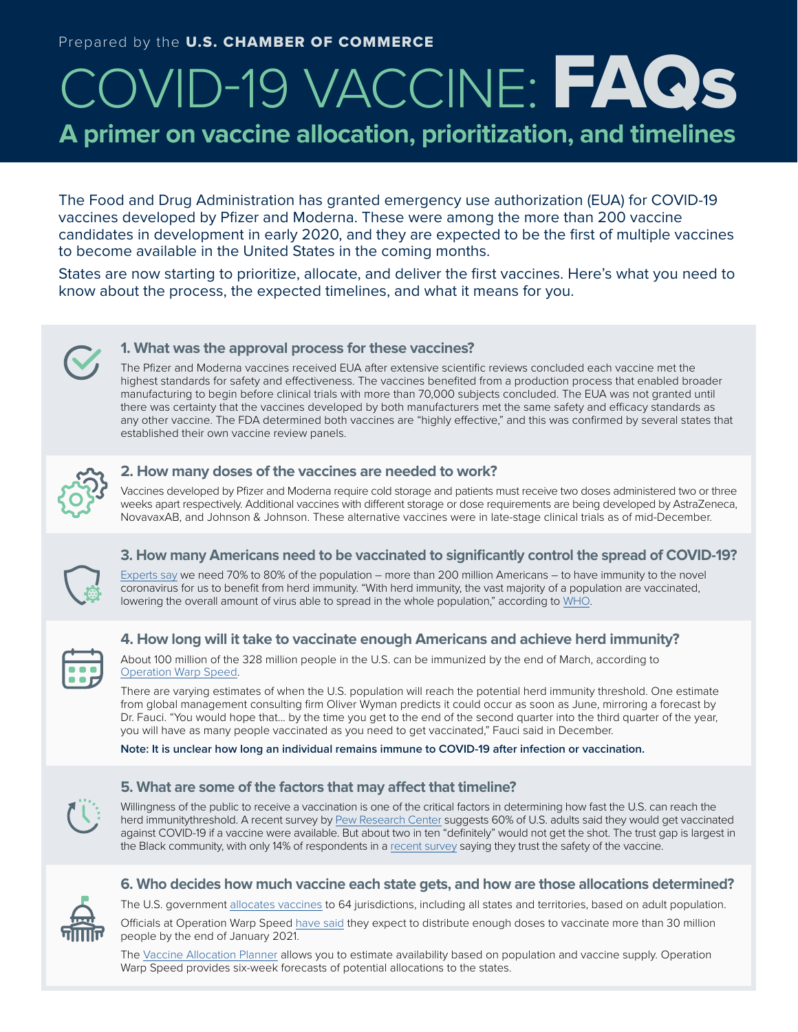Prepared by the **U.S. CHAMBER OF COMMERCE**

# COVID-19 VACCINE: FAQs

## A primer on vaccine allocation, prioritization, and timelines

The Food and Drug Administration has granted emergency use authorization (EUA) for COVID-19 vaccines developed by Pfizer and Moderna. These were among the more than 200 vaccine candidates in development in early 2020, and they are expected to be the first of multiple vaccines to become available in the United States in the coming months.

States are now starting to prioritize, allocate, and deliver the first vaccines. Here's what you need to know about the process, the expected timelines, and what it means for you.

### 1. What was the approval process for these vaccines?

The Pfizer and Moderna vaccines received EUA after extensive scientific reviews concluded each vaccine met the highest standards for safety and effectiveness. The vaccines benefited from a production process that enabled broader manufacturing to begin before clinical trials with more than 70,000 subjects concluded. The EUA was not granted until there was certainty that the vaccines developed by both manufacturers met the same safety and efficacy standards as any other vaccine. The FDA determined both vaccines are "highly effective," and this was confirmed by several states that established their own vaccine review panels.

### 2. How many doses of the vaccines are needed to work?

Vaccines developed by Pfizer and Moderna require cold storage and patients must receive two doses administered two or three weeks apart respectively. Additional vaccines with different storage or dose requirements are being developed by AstraZeneca, NovavaxAB, and Johnson & Johnson. These alternative vaccines were in late-stage clinical trials as of mid-December.

### 3. How many Americans need to be vaccinated to significantly control the spread of COVID-19?

Experts say we need 70% to 80% of the population – more than 200 million Americans – to have immunity to the novel coronavirus for us to benefit from herd immunity. "With herd immunity, the vast majority of a population are vaccinated, lowering the overall amount of virus able to spread in the whole population," according to WHO.

### 4. How long will it take to vaccinate enough Americans and achieve herd immunity?

About 100 million of the 328 million people in the U.S. can be immunized by the end of March, according to Operation Warp Speed.

There are varying estimates of when the U.S. population will reach the potential herd immunity threshold. One estimate from global management consulting firm Oliver Wyman predicts it could occur as soon as June, mirroring a forecast by Dr. Fauci. "You would hope that... by the time you get to the end of the second quarter into the third quarter of the year, you will have as many people vaccinated as you need to get vaccinated," Fauci said in December.

**Note: It is unclear how long an individual remains immune to COVID-19 after infection or vaccination.**

### 5. What are some of the factors that may affect that timeline?

Willingness of the public to receive a vaccination is one of the critical factors in determining how fast the U.S. can reach the herd immunitythreshold. A recent survey by Pew Research Center suggests 60% of U.S. adults said they would get vaccinated against COVID-19 if a vaccine were available. But about two in ten "definitely" would not get the shot. The trust gap is largest in the Black community, with only 14% of respondents in a recent survey saying they trust the safety of the vaccine.

### 6. Who decides how much vaccine each state gets, and how are those allocations determined?

The U.S. government allocates vaccines to 64 jurisdictions, including all states and territories, based on adult population.

Officials at Operation Warp Speed have said they expect to distribute enough doses to vaccinate more than 30 million people by the end of January 2021.

The Vaccine Allocation Planner allows you to estimate availability based on population and vaccine supply. Operation Warp Speed provides six-week forecasts of potential allocations to the states.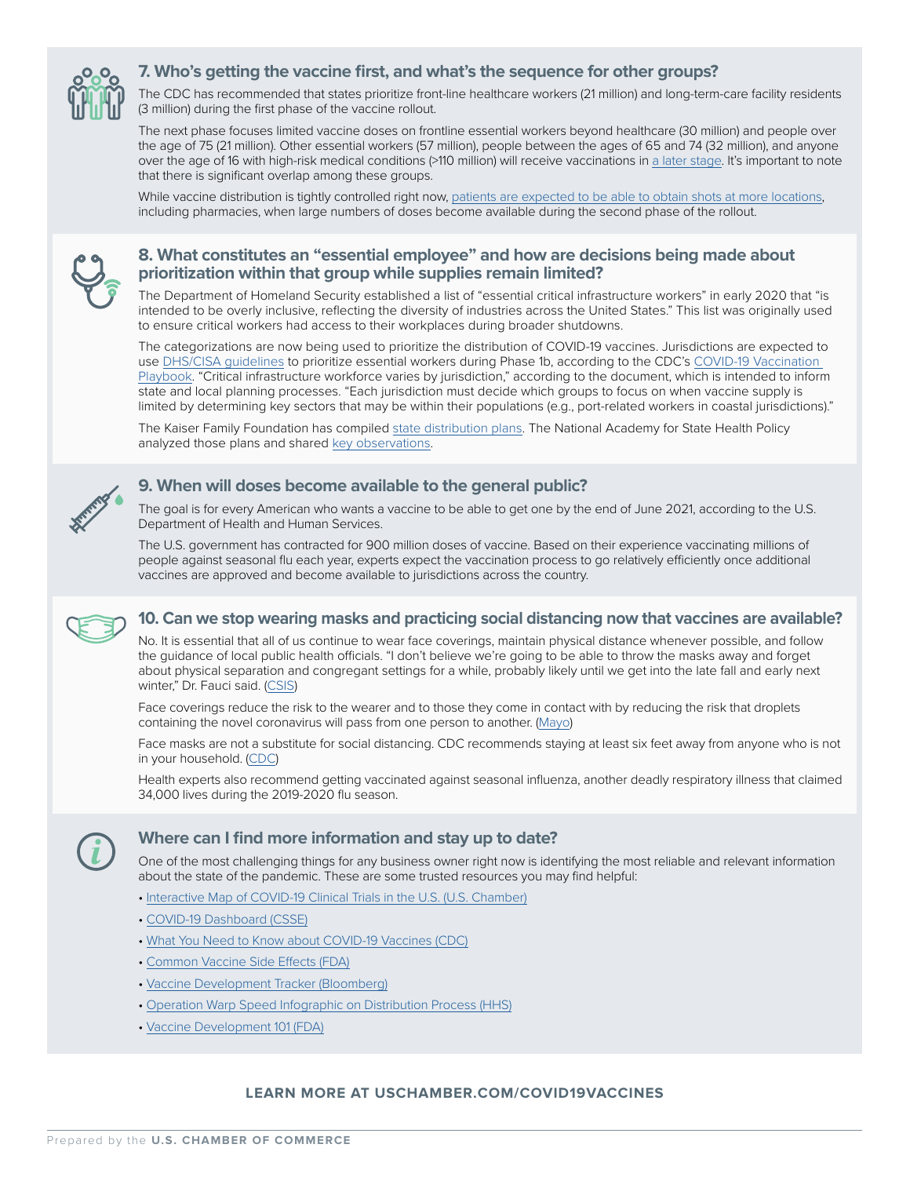### 7. Who's getting the vaccine first, and what's the sequence for other groups?

The CDC has recommended that states prioritize front-line healthcare workers (21 million) and long-term-care facility residents (3 million) during the first phase of the vaccine rollout.

The next phase focuses limited vaccine doses on frontline essential workers beyond healthcare (30 million) and people over the age of 75 (21 million). Other essential workers (57 million), people between the ages of 65 and 74 (32 million), and anyone over the age of 16 with high-risk medical conditions (>110 million) will receive vaccinations in a later stage. It's important to note that there is significant overlap among these groups.

While vaccine distribution is tightly controlled right now, patients are expected to be able to obtain shots at more locations, including pharmacies, when large numbers of doses become available during the second phase of the rollout.

### 8. What constitutes an "essential employee" and how are decisions being made about prioritization within that group while supplies remain limited?

The Department of Homeland Security established a list of "essential critical infrastructure workers" in early 2020 that "is intended to be overly inclusive, reflecting the diversity of industries across the United States." This list was originally used to ensure critical workers had access to their workplaces during broader shutdowns.

The categorizations are now being used to prioritize the distribution of COVID-19 vaccines. Jurisdictions are expected to use DHS/CISA guidelines to prioritize essential workers during Phase 1b, according to the CDC's COVID-19 Vaccination Playbook. "Critical infrastructure workforce varies by jurisdiction," according to the document, which is intended to inform state and local planning processes. "Each jurisdiction must decide which groups to focus on when vaccine supply is limited by determining key sectors that may be within their populations (e.g., port-related workers in coastal jurisdictions)."

The Kaiser Family Foundation has compiled state distribution plans. The National Academy for State Health Policy analyzed those plans and shared key observations.

### 9. When will doses become available to the general public?

The goal is for every American who wants a vaccine to be able to get one by the end of June 2021, according to the U.S. Department of Health and Human Services.

The U.S. government has contracted for 900 million doses of vaccine. Based on their experience vaccinating millions of people against seasonal flu each year, experts expect the vaccination process to go relatively efficiently once additional vaccines are approved and become available to jurisdictions across the country.

### 10. Can we stop wearing masks and practicing social distancing now that vaccines are available?

No. It is essential that all of us continue to wear face coverings, maintain physical distance whenever possible, and follow the guidance of local public health officials. "I don't believe we're going to be able to throw the masks away and forget about physical separation and congregant settings for a while, probably likely until we get into the late fall and early next winter," Dr. Fauci said. (CSIS)

Face coverings reduce the risk to the wearer and to those they come in contact with by reducing the risk that droplets containing the novel coronavirus will pass from one person to another. (Mayo)

Face masks are not a substitute for social distancing. CDC recommends staying at least six feet away from anyone who is not in your household. (CDC)

Health experts also recommend getting vaccinated against seasonal influenza, another deadly respiratory illness that claimed 34,000 lives during the 2019-2020 flu season.

### Where can I find more information and stay up to date?

One of the most challenging things for any business owner right now is identifying the most reliable and relevant information about the state of the pandemic. These are some trusted resources you may find helpful:

- Interactive Map of COVID-19 Clinical Trials in the U.S. (U.S. Chamber)
- COVID-19 Dashboard (CSSE)
- What You Need to Know about COVID-19 Vaccines (CDC)
- Common Vaccine Side Effects (FDA)
- Vaccine Development Tracker (Bloomberg)
- Operation Warp Speed Infographic on Distribution Process (HHS)
- Vaccine Development 101 (FDA)

**LEARN MORE AT USCHAMBER.COM/COVID19VACCINES**

Prepared by the **U.S. CHAMBER OF COMMERCE**